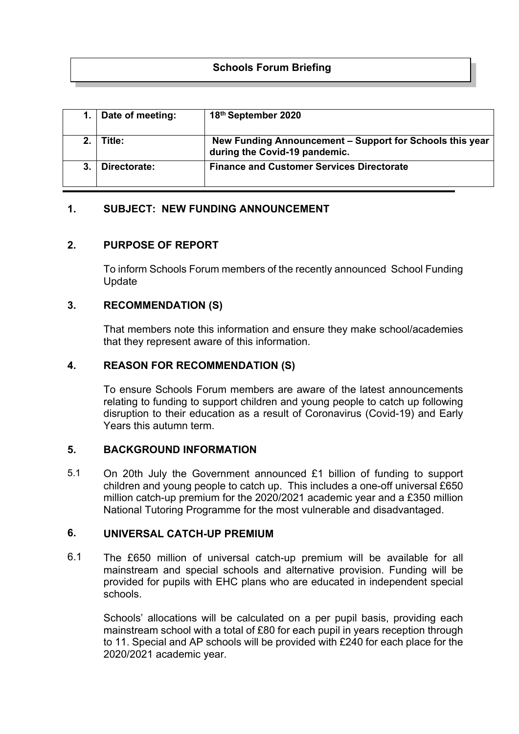# Schools Forum Briefing

| 1. | Date of meeting: | 18th September 2020 |
|---|---|---|
| 2. | Title: | New Funding Announcement – Support for Schools this year during the Covid-19 pandemic. |
| 3. | Directorate: | Finance and Customer Services Directorate |

## 1. SUBJECT: NEW FUNDING ANNOUNCEMENT

## 2. PURPOSE OF REPORT

To inform Schools Forum members of the recently announced School Funding Update

## 3. RECOMMENDATION (S)

That members note this information and ensure they make school/academies that they represent aware of this information.

## 4. REASON FOR RECOMMENDATION (S)

To ensure Schools Forum members are aware of the latest announcements relating to funding to support children and young people to catch up following disruption to their education as a result of Coronavirus (Covid-19) and Early Years this autumn term.

## 5. BACKGROUND INFORMATION

5.1 On 20th July the Government announced £1 billion of funding to support children and young people to catch up. This includes a one-off universal £650 million catch-up premium for the 2020/2021 academic year and a £350 million National Tutoring Programme for the most vulnerable and disadvantaged.

## 6. UNIVERSAL CATCH-UP PREMIUM

6.1 The £650 million of universal catch-up premium will be available for all mainstream and special schools and alternative provision. Funding will be provided for pupils with EHC plans who are educated in independent special schools.

Schools' allocations will be calculated on a per pupil basis, providing each mainstream school with a total of £80 for each pupil in years reception through to 11. Special and AP schools will be provided with £240 for each place for the 2020/2021 academic year.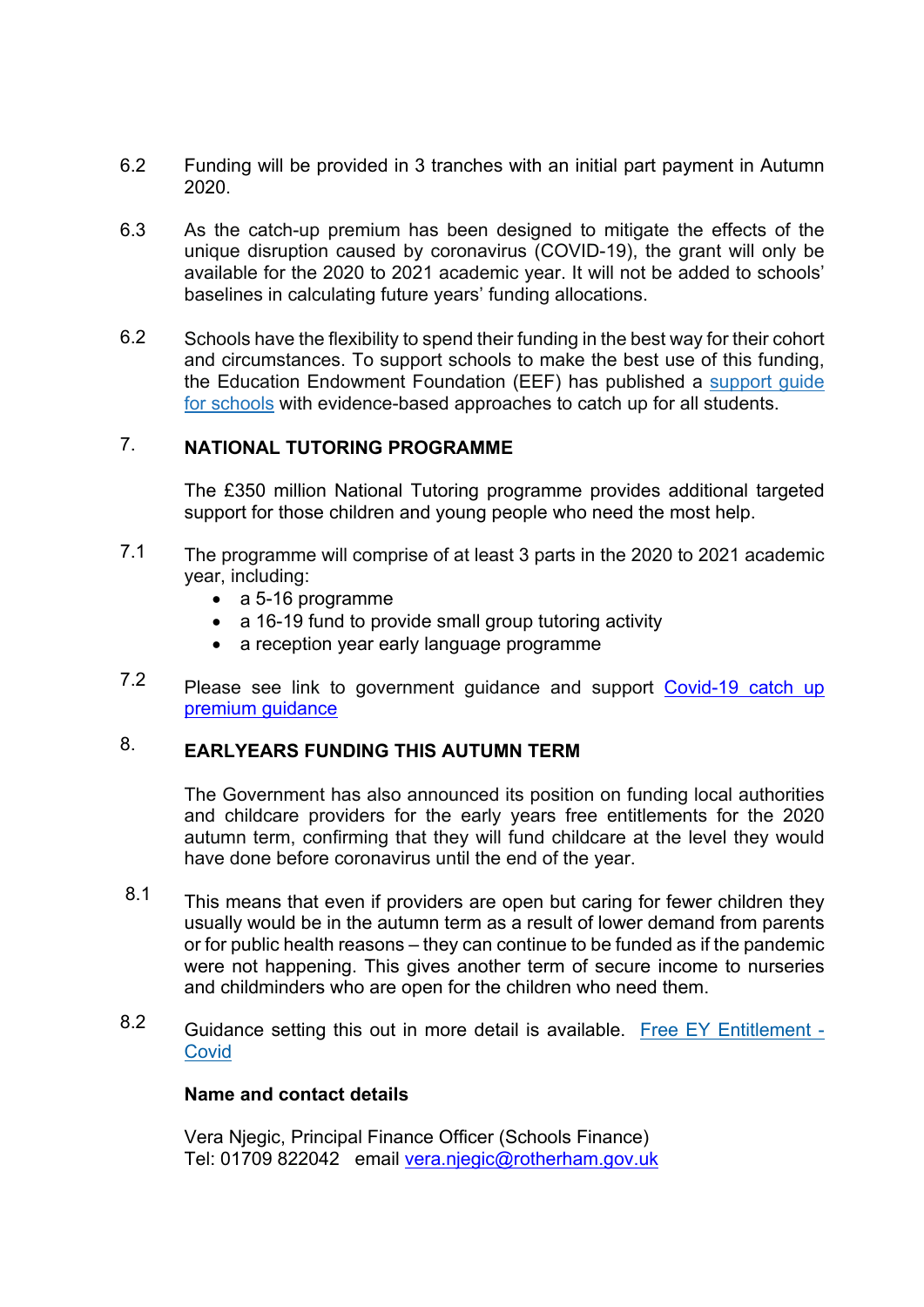6.2 Funding will be provided in 3 tranches with an initial part payment in Autumn 2020.

6.3 As the catch-up premium has been designed to mitigate the effects of the unique disruption caused by coronavirus (COVID-19), the grant will only be available for the 2020 to 2021 academic year. It will not be added to schools' baselines in calculating future years' funding allocations.

6.2 Schools have the flexibility to spend their funding in the best way for their cohort and circumstances. To support schools to make the best use of this funding, the Education Endowment Foundation (EEF) has published a support guide for schools with evidence-based approaches to catch up for all students.

## 7. NATIONAL TUTORING PROGRAMME

The £350 million National Tutoring programme provides additional targeted support for those children and young people who need the most help.

7.1 The programme will comprise of at least 3 parts in the 2020 to 2021 academic year, including:

- a 5-16 programme
- a 16-19 fund to provide small group tutoring activity
- a reception year early language programme

7.2 Please see link to government guidance and support Covid-19 catch up premium guidance

## 8. EARLYEARS FUNDING THIS AUTUMN TERM

The Government has also announced its position on funding local authorities and childcare providers for the early years free entitlements for the 2020 autumn term, confirming that they will fund childcare at the level they would have done before coronavirus until the end of the year.

8.1 This means that even if providers are open but caring for fewer children they usually would be in the autumn term as a result of lower demand from parents or for public health reasons – they can continue to be funded as if the pandemic were not happening. This gives another term of secure income to nurseries and childminders who are open for the children who need them.

8.2 Guidance setting this out in more detail is available. Free EY Entitlement - Covid

**Name and contact details**

Vera Njegic, Principal Finance Officer (Schools Finance)
Tel: 01709 822042 email vera.njegic@rotherham.gov.uk